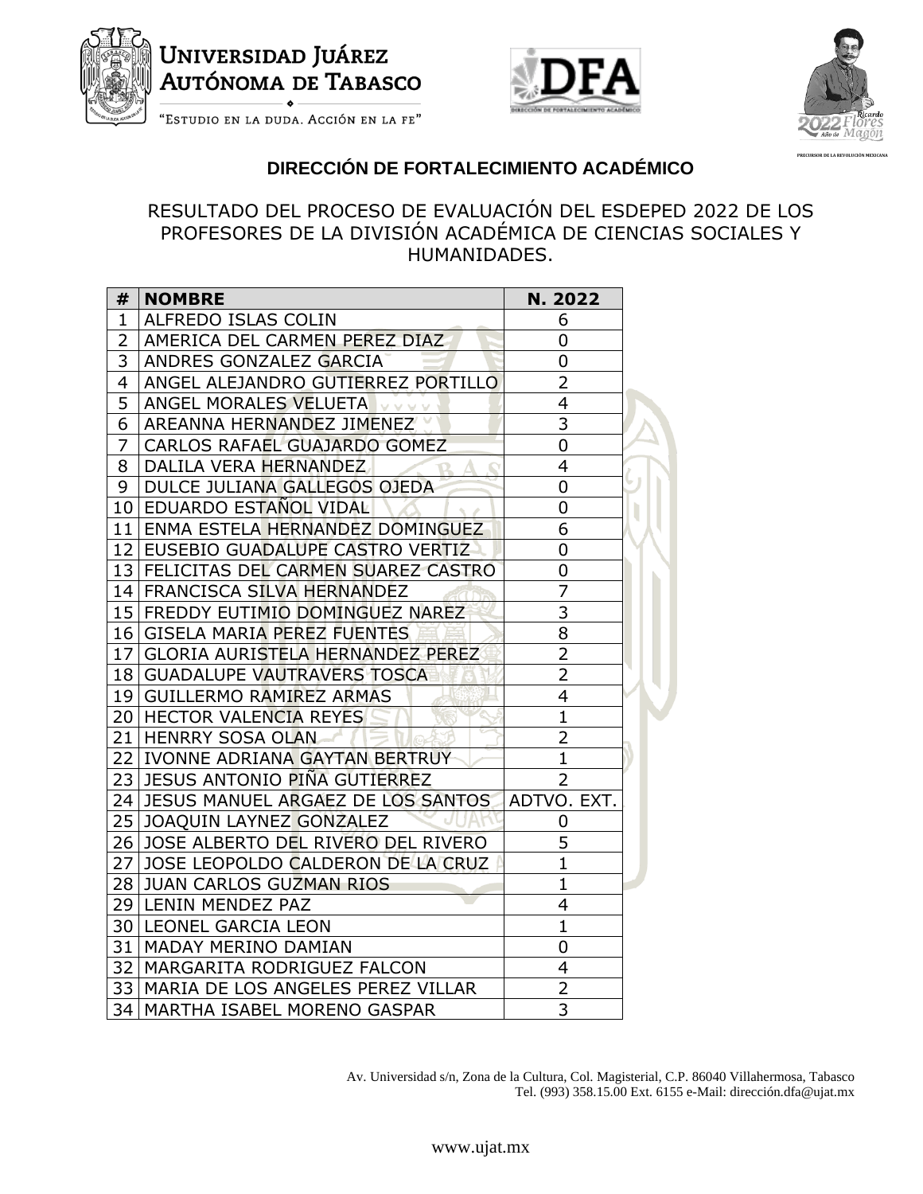UNIVERSIDAD JUÁREZ AUTÓNOMA DE TABASCO

"ESTUDIO EN LA DUDA. ACCIÓN EN LA FE"

## DIRECCIÓN DE FORTALECIMIENTO ACADÉMICO

RESULTADO DEL PROCESO DE EVALUACIÓN DEL ESDEPED 2022 DE LOS PROFESORES DE LA DIVISIÓN ACADÉMICA DE CIENCIAS SOCIALES Y HUMANIDADES.

| # | NOMBRE | N. 2022 |
|---|---|---|
| 1 | ALFREDO ISLAS COLIN | 6 |
| 2 | AMERICA DEL CARMEN PEREZ DIAZ | 0 |
| 3 | ANDRES GONZALEZ GARCIA | 0 |
| 4 | ANGEL ALEJANDRO GUTIERREZ PORTILLO | 2 |
| 5 | ANGEL MORALES VELUETA | 4 |
| 6 | AREANNA HERNANDEZ JIMENEZ | 3 |
| 7 | CARLOS RAFAEL GUAJARDO GOMEZ | 0 |
| 8 | DALILA VERA HERNANDEZ | 4 |
| 9 | DULCE JULIANA GALLEGOS OJEDA | 0 |
| 10 | EDUARDO ESTAÑOL VIDAL | 0 |
| 11 | ENMA ESTELA HERNANDEZ DOMINGUEZ | 6 |
| 12 | EUSEBIO GUADALUPE CASTRO VERTIZ | 0 |
| 13 | FELICITAS DEL CARMEN SUAREZ CASTRO | 0 |
| 14 | FRANCISCA SILVA HERNANDEZ | 7 |
| 15 | FREDDY EUTIMIO DOMINGUEZ NAREZ | 3 |
| 16 | GISELA MARIA PEREZ FUENTES | 8 |
| 17 | GLORIA AURISTELA HERNANDEZ PEREZ | 2 |
| 18 | GUADALUPE VAUTRAVERS TOSCA | 2 |
| 19 | GUILLERMO RAMIREZ ARMAS | 4 |
| 20 | HECTOR VALENCIA REYES | 1 |
| 21 | HENRRY SOSA OLAN | 2 |
| 22 | IVONNE ADRIANA GAYTAN BERTRUY | 1 |
| 23 | JESUS ANTONIO PIÑA GUTIERREZ | 2 |
| 24 | JESUS MANUEL ARGAEZ DE LOS SANTOS | ADTVO. EXT. |
| 25 | JOAQUIN LAYNEZ GONZALEZ | 0 |
| 26 | JOSE ALBERTO DEL RIVERO DEL RIVERO | 5 |
| 27 | JOSE LEOPOLDO CALDERON DE LA CRUZ | 1 |
| 28 | JUAN CARLOS GUZMAN RIOS | 1 |
| 29 | LENIN MENDEZ PAZ | 4 |
| 30 | LEONEL GARCIA LEON | 1 |
| 31 | MADAY MERINO DAMIAN | 0 |
| 32 | MARGARITA RODRIGUEZ FALCON | 4 |
| 33 | MARIA DE LOS ANGELES PEREZ VILLAR | 2 |
| 34 | MARTHA ISABEL MORENO GASPAR | 3 |

Av. Universidad s/n, Zona de la Cultura, Col. Magisterial, C.P. 86040 Villahermosa, Tabasco
Tel. (993) 358.15.00 Ext. 6155 e-Mail: dirección.dfa@ujat.mx

www.ujat.mx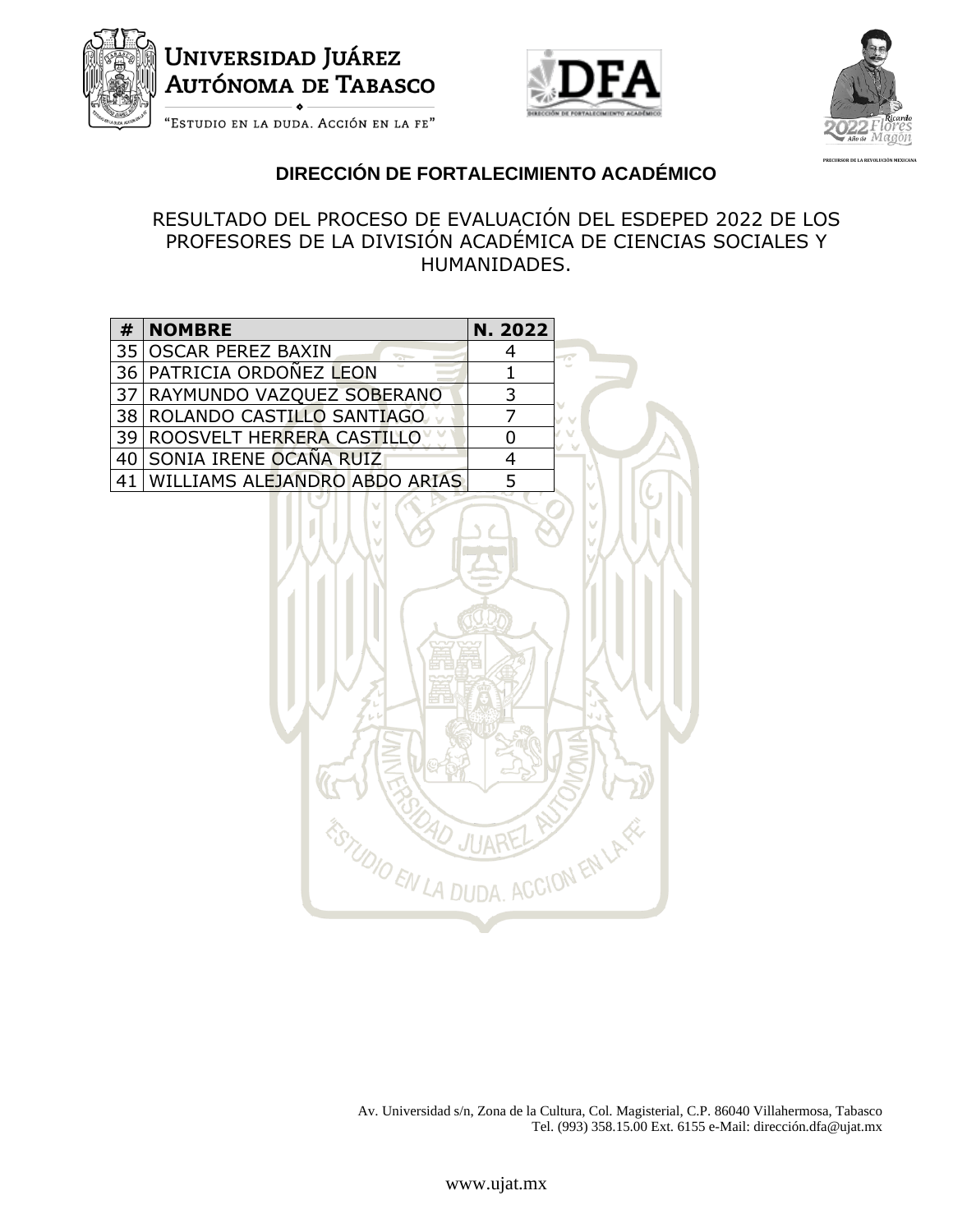UNIVERSIDAD JUÁREZ AUTÓNOMA DE TABASCO

"ESTUDIO EN LA DUDA. ACCIÓN EN LA FE"

### DIRECCIÓN DE FORTALECIMIENTO ACADÉMICO

RESULTADO DEL PROCESO DE EVALUACIÓN DEL ESDEPED 2022 DE LOS PROFESORES DE LA DIVISIÓN ACADÉMICA DE CIENCIAS SOCIALES Y HUMANIDADES.

| # | NOMBRE | N. 2022 |
|---|---|---|
| 35 | OSCAR PEREZ BAXIN | 4 |
| 36 | PATRICIA ORDOÑEZ LEON | 1 |
| 37 | RAYMUNDO VAZQUEZ SOBERANO | 3 |
| 38 | ROLANDO CASTILLO SANTIAGO | 7 |
| 39 | ROOSVELT HERRERA CASTILLO | 0 |
| 40 | SONIA IRENE OCAÑA RUIZ | 4 |
| 41 | WILLIAMS ALEJANDRO ABDO ARIAS | 5 |

Av. Universidad s/n, Zona de la Cultura, Col. Magisterial, C.P. 86040 Villahermosa, Tabasco
Tel. (993) 358.15.00 Ext. 6155 e-Mail: dirección.dfa@ujat.mx

www.ujat.mx